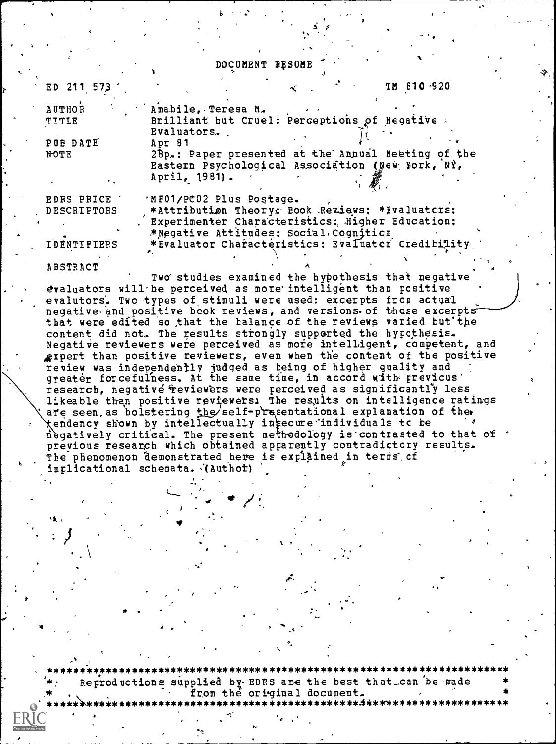# DOCUMENT RESUME

ED 211 573 TM 810 920

| | |
|---|---|
| AUTHOR | Amabile, Teresa M. |
| TITLE | Brilliant but Cruel: Perceptions of Negative Evaluators. |
| PUB DATE | Apr 81 |
| NOTE | 28p.: Paper presented at the Annual Meeting of the Eastern Psychological Association (New York, NY, April, 1981). |
| EDRS PRICE | MF01/PC02 Plus Postage. |
| DESCRIPTORS | *Attribution Theory; Book Reviews; *Evaluators; Experimenter Characteristics; Higher Education; *Negative Attitudes; Social Cognition |
| IDENTIFIERS | *Evaluator Characteristics; Evaluator Credibility |

## ABSTRACT

Two studies examined the hypothesis that negative evaluators will be perceived as more intelligent than positive evalutors. Two types of stimuli were used: excerpts from actual negative and positive book reviews, and versions of those excerpts that were edited so that the balance of the reviews varied but the content did not. The results strongly supported the hypothesis. Negative reviewers were perceived as more intelligent, competent, and expert than positive reviewers, even when the content of the positive review was independently judged as being of higher quality and greater forcefulness. At the same time, in accord with previous research, negative reviewers were perceived as significantly less likeable than positive reviewers. The results on intelligence ratings are seen as bolstering the self-presentational explanation of the tendency shown by intellectually insecure individuals to be negatively critical. The present methodology is contrasted to that of previous research which obtained apparently contradictory results. The phenomenon demonstrated here is explained in terms of implicational schemata. (Author)

***********************************************************************
* Reproductions supplied by EDRS are the best that can be made *
* from the original document. *
***********************************************************************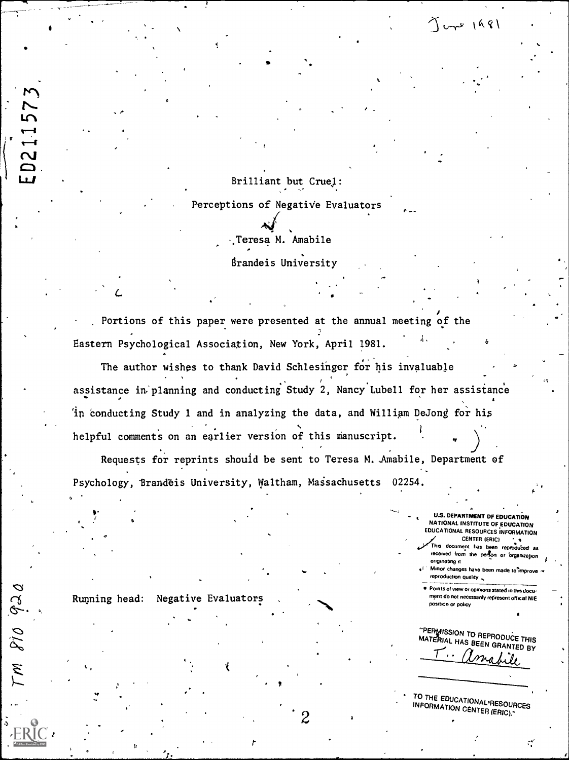June 1981

ED211573

# Brilliant but Cruel:

## Perceptions of Negative Evaluators

Teresa M. Amabile

Brandeis University

Portions of this paper were presented at the annual meeting of the Eastern Psychological Association, New York, April 1981.

The author wishes to thank David Schlesinger for his invaluable assistance in planning and conducting Study 2, Nancy Lubell for her assistance in conducting Study 1 and in analyzing the data, and William DeJong for his helpful comments on an earlier version of this manuscript.

Requests for reprints should be sent to Teresa M. Amabile, Department of Psychology, Brandeis University, Waltham, Massachusetts 02254.

Running head: Negative Evaluators

TM 810 920

U.S. DEPARTMENT OF EDUCATION
NATIONAL INSTITUTE OF EDUCATION
EDUCATIONAL RESOURCES INFORMATION CENTER (ERIC)

- This document has been reproduced as received from the person or organization originating it.
- Minor changes have been made to improve reproduction quality.
- Points of view or opinions stated in this document do not necessarily represent official NIE position or policy.

"PERMISSION TO REPRODUCE THIS MATERIAL HAS BEEN GRANTED BY

T. Amabile

TO THE EDUCATIONAL RESOURCES INFORMATION CENTER (ERIC)."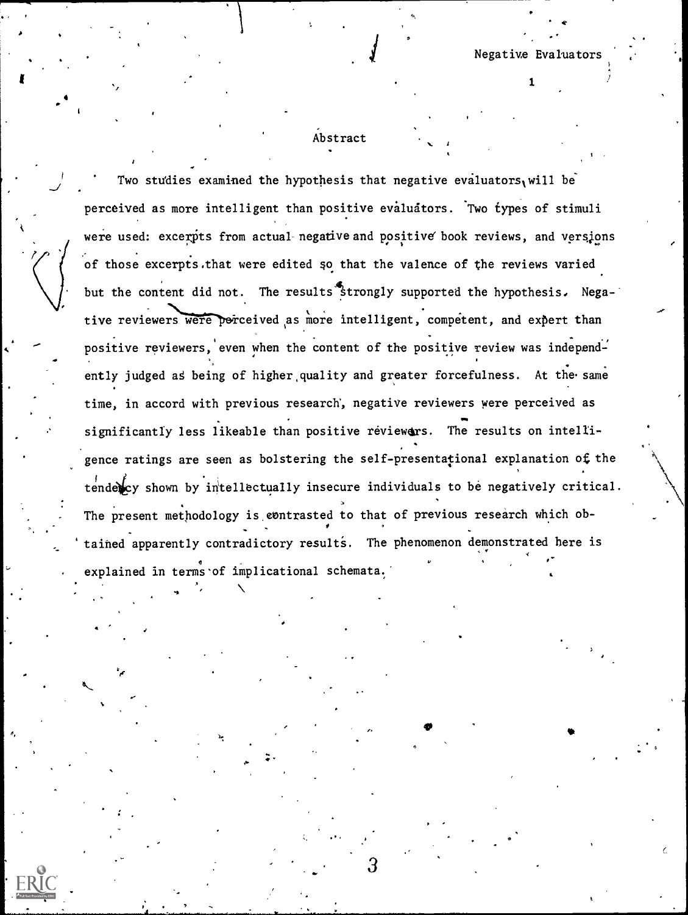## Abstract

Two studies examined the hypothesis that negative evaluators will be perceived as more intelligent than positive evaluators. Two types of stimuli were used: excerpts from actual negative and positive book reviews, and versions of those excerpts that were edited so that the valence of the reviews varied but the content did not. The results strongly supported the hypothesis. Negative reviewers were perceived as more intelligent, competent, and expert than positive reviewers, even when the content of the positive review was independently judged as being of higher quality and greater forcefulness. At the same time, in accord with previous research, negative reviewers were perceived as significantly less likeable than positive reviewers. The results on intelligence ratings are seen as bolstering the self-presentational explanation of the tendency shown by intellectually insecure individuals to be negatively critical. The present methodology is contrasted to that of previous research which obtained apparently contradictory results. The phenomenon demonstrated here is explained in terms of implicational schemata.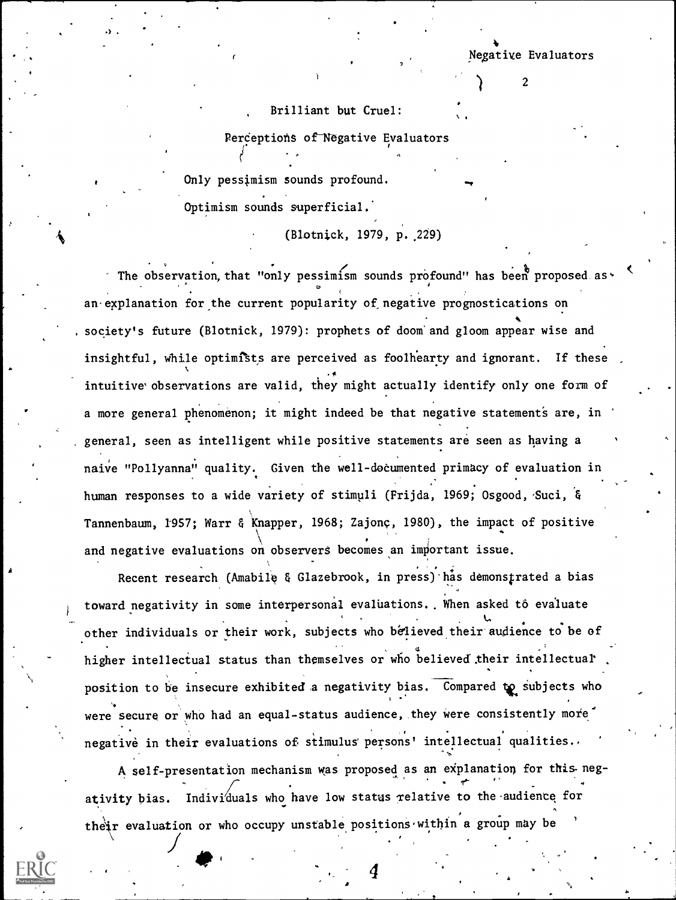# Brilliant but Cruel:

## Perceptions of Negative Evaluators

> Only pessimism sounds profound.
> Optimism sounds superficial.
>
> (Blotnick, 1979, p. 229)

The observation that "only pessimism sounds profound" has been proposed as an explanation for the current popularity of negative prognostications on society's future (Blotnick, 1979): prophets of doom and gloom appear wise and insightful, while optimists are perceived as foolhearty and ignorant. If these intuitive observations are valid, they might actually identify only one form of a more general phenomenon; it might indeed be that negative statements are, in general, seen as intelligent while positive statements are seen as having a naive "Pollyanna" quality. Given the well-documented primacy of evaluation in human responses to a wide variety of stimuli (Frijda, 1969; Osgood, Suci, & Tannenbaum, 1957; Warr & Knapper, 1968; Zajonc, 1980), the impact of positive and negative evaluations on observers becomes an important issue.

Recent research (Amabile & Glazebrook, in press) has demonstrated a bias toward negativity in some interpersonal evaluations. When asked to evaluate other individuals or their work, subjects who believed their audience to be of higher intellectual status than themselves or who believed their intellectual position to be insecure exhibited a negativity bias. Compared to subjects who were secure or who had an equal-status audience, they were consistently more negative in their evaluations of stimulus persons' intellectual qualities.

A self-presentation mechanism was proposed as an explanation for this negativity bias. Individuals who have low status relative to the audience for their evaluation or who occupy unstable positions within a group may be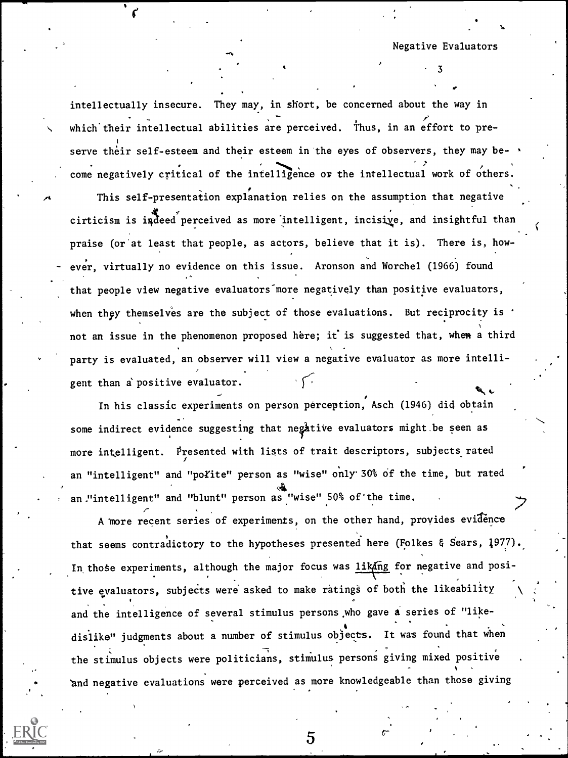intellectually insecure. They may, in short, be concerned about the way in which their intellectual abilities are perceived. Thus, in an effort to preserve their self-esteem and their esteem in the eyes of observers, they may become negatively critical of the intelligence or the intellectual work of others.

This self-presentation explanation relies on the assumption that negative cirticism is indeed perceived as more intelligent, incisive, and insightful than praise (or at least that people, as actors, believe that it is). There is, however, virtually no evidence on this issue. Aronson and Worchel (1966) found that people view negative evaluators more negatively than positive evaluators, when they themselves are the subject of those evaluations. But reciprocity is not an issue in the phenomenon proposed here; it is suggested that, when a third party is evaluated, an observer will view a negative evaluator as more intelligent than a positive evaluator.

In his classic experiments on person perception, Asch (1946) did obtain some indirect evidence suggesting that negative evaluators might be seen as more intelligent. Presented with lists of trait descriptors, subjects rated an "intelligent" and "polite" person as "wise" only 30% of the time, but rated an "intelligent" and "blunt" person as "wise" 50% of the time.

A more recent series of experiments, on the other hand, provides evidence that seems contradictory to the hypotheses presented here (Folkes & Sears, 1977). In those experiments, although the major focus was liking for negative and positive evaluators, subjects were asked to make ratings of both the likeability and the intelligence of several stimulus persons who gave a series of "like-dislike" judgments about a number of stimulus objects. It was found that when the stimulus objects were politicians, stimulus persons giving mixed positive and negative evaluations were perceived as more knowledgeable than those giving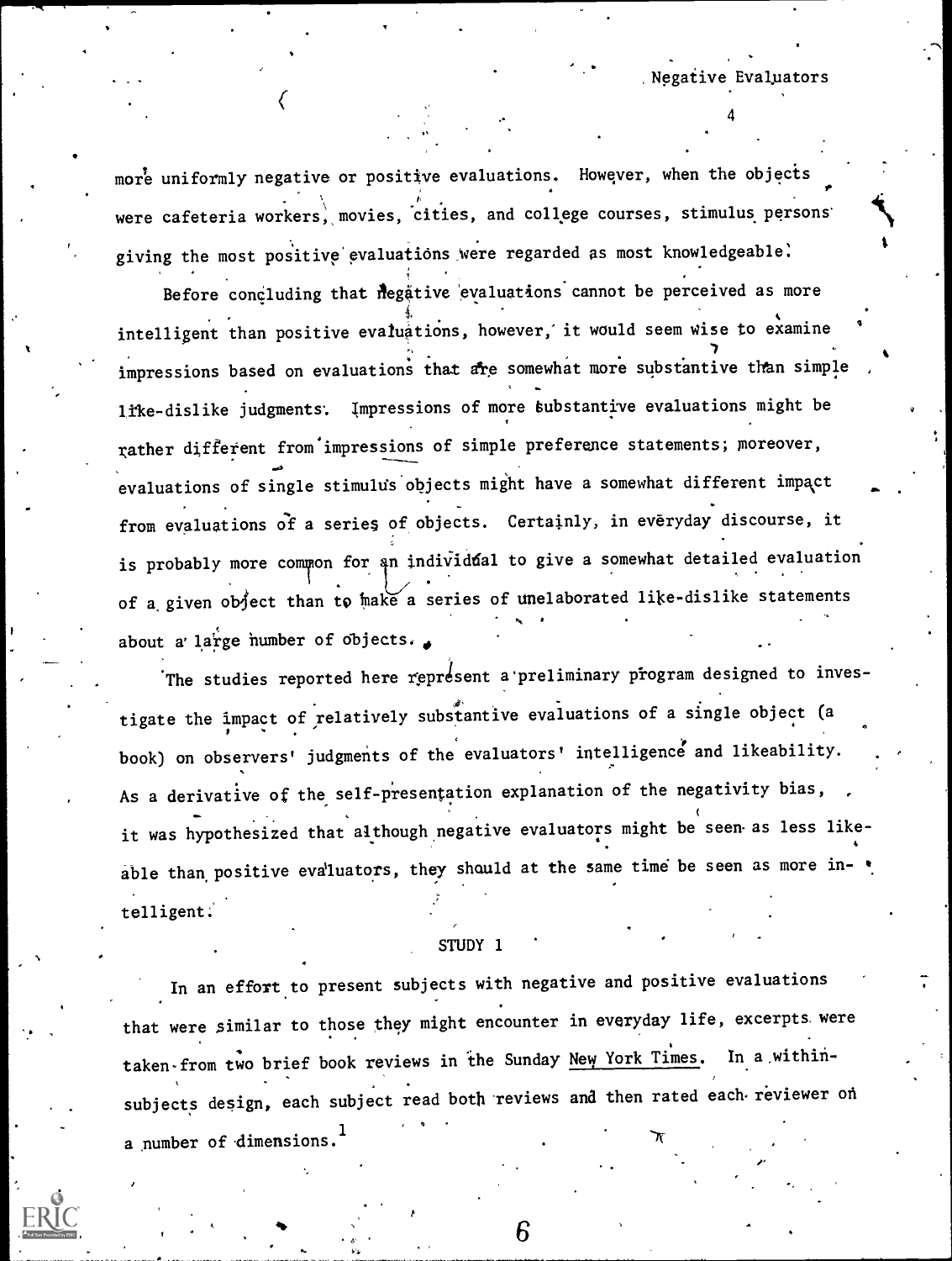more uniformly negative or positive evaluations. However, when the objects were cafeteria workers, movies, cities, and college courses, stimulus persons giving the most positive evaluations were regarded as most knowledgeable.

Before concluding that negative evaluations cannot be perceived as more intelligent than positive evaluations, however, it would seem wise to examine impressions based on evaluations that are somewhat more substantive than simple like-dislike judgments. Impressions of more substantive evaluations might be rather different from impressions of simple preference statements; moreover, evaluations of single stimulus objects might have a somewhat different impact from evaluations of a series of objects. Certainly, in everyday discourse, it is probably more common for an individual to give a somewhat detailed evaluation of a given object than to make a series of unelaborated like-dislike statements about a large number of objects.

The studies reported here represent a preliminary program designed to investigate the impact of relatively substantive evaluations of a single object (a book) on observers' judgments of the evaluators' intelligence and likeability. As a derivative of the self-presentation explanation of the negativity bias, it was hypothesized that although negative evaluators might be seen as less likeable than positive evaluators, they should at the same time be seen as more intelligent.

## STUDY 1

In an effort to present subjects with negative and positive evaluations that were similar to those they might encounter in everyday life, excerpts were taken from two brief book reviews in the Sunday New York Times. In a within-subjects design, each subject read both reviews and then rated each reviewer on a number of dimensions.[1]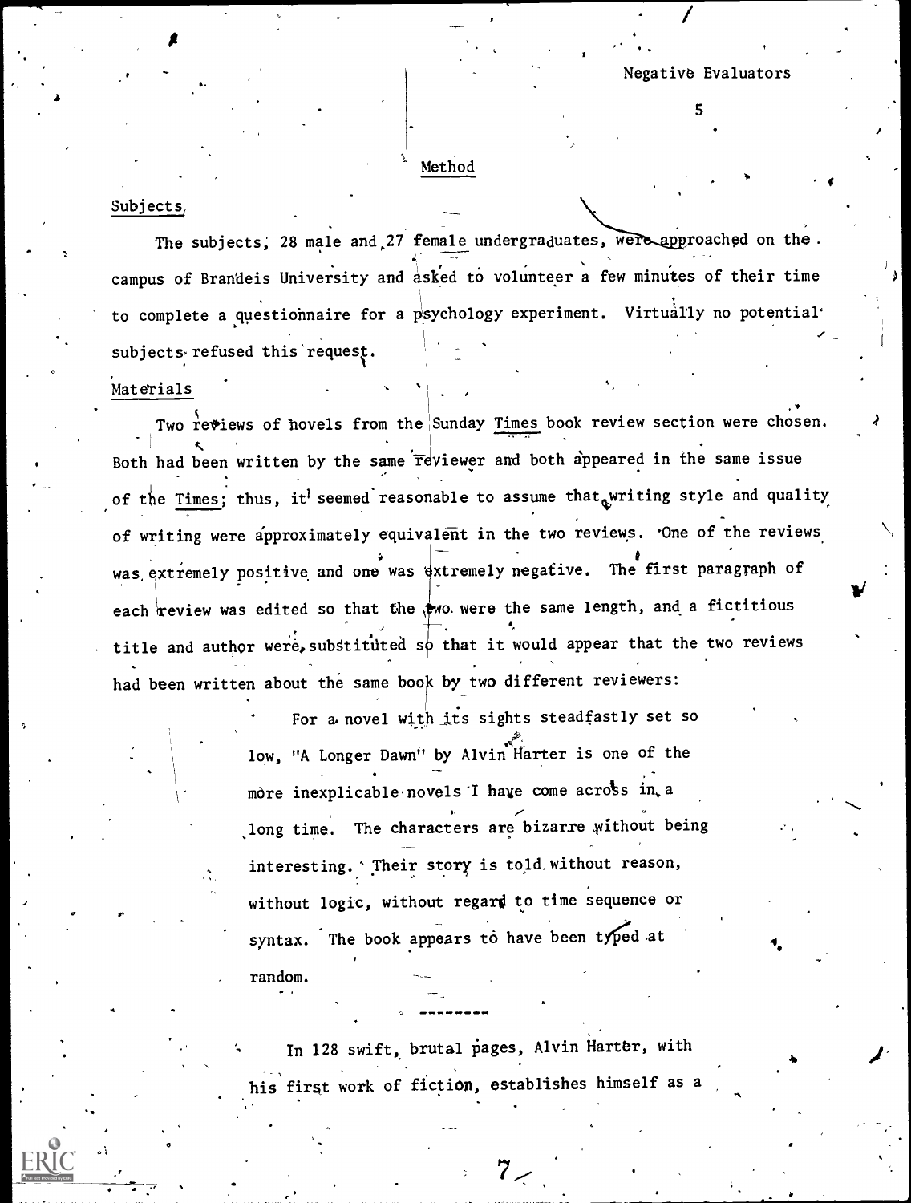## Method

### Subjects

The subjects, 28 male and 27 female undergraduates, were approached on the campus of Brandeis University and asked to volunteer a few minutes of their time to complete a questionnaire for a psychology experiment. Virtually no potential subjects refused this request.

### Materials

Two reviews of novels from the Sunday Times book review section were chosen. Both had been written by the same reviewer and both appeared in the same issue of the Times; thus, it seemed reasonable to assume that writing style and quality of writing were approximately equivalent in the two reviews. One of the reviews was extremely positive and one was extremely negative. The first paragraph of each review was edited so that the two were the same length, and a fictitious title and author were substituted so that it would appear that the two reviews had been written about the same book by two different reviewers:

> For a novel with its sights steadfastly set so low, "A Longer Dawn" by Alvin Harter is one of the more inexplicable novels I have come across in a long time. The characters are bizarre without being interesting. Their story is told without reason, without logic, without regard to time sequence or syntax. The book appears to have been typed at random.

---

> In 128 swift, brutal pages, Alvin Harter, with his first work of fiction, establishes himself as a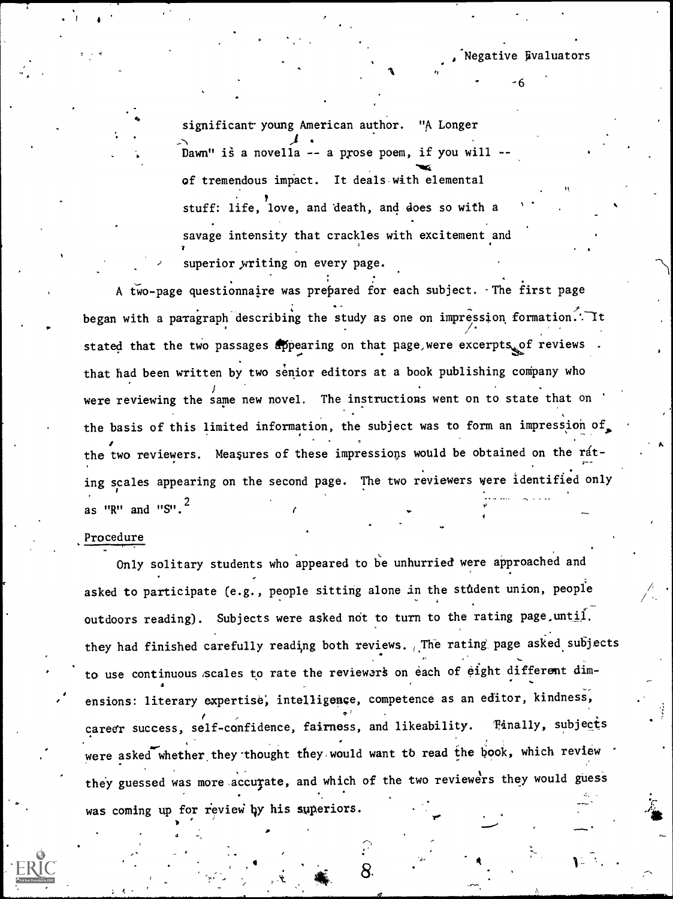significant young American author. "A Longer Dawn" is a novella -- a prose poem, if you will -- of tremendous impact. It deals with elemental stuff: life, love, and death, and does so with a savage intensity that crackles with excitement and superior writing on every page.

A two-page questionnaire was prepared for each subject. The first page began with a paragraph describing the study as one on impression formation. It stated that the two passages appearing on that page were excerpts of reviews that had been written by two senior editors at a book publishing company who were reviewing the same new novel. The instructions went on to state that on the basis of this limited information, the subject was to form an impression of the two reviewers. Measures of these impressions would be obtained on the rating scales appearing on the second page. The two reviewers were identified only as "R" and "S".[2]

## Procedure

Only solitary students who appeared to be unhurried were approached and asked to participate (e.g., people sitting alone in the student union, people outdoors reading). Subjects were asked not to turn to the rating page until they had finished carefully reading both reviews. The rating page asked subjects to use continuous scales to rate the reviewers on each of eight different dimensions: literary expertise, intelligence, competence as an editor, kindness, career success, self-confidence, fairness, and likeability. Finally, subjects were asked whether they thought they would want to read the book, which review they guessed was more accurate, and which of the two reviewers they would guess was coming up for review by his superiors.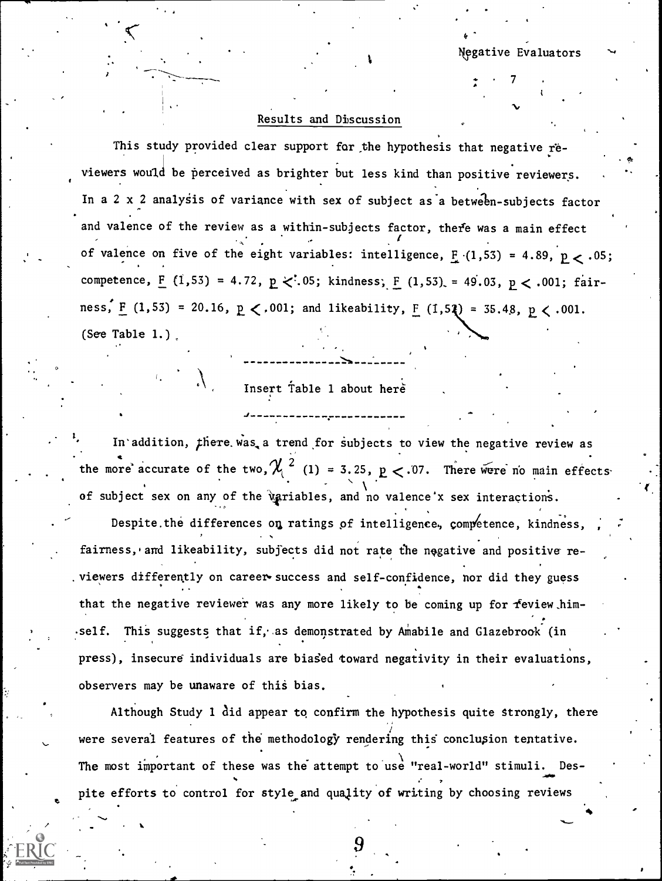## Results and Discussion

This study provided clear support for the hypothesis that negative reviewers would be perceived as brighter but less kind than positive reviewers. In a 2 x 2 analysis of variance with sex of subject as a between-subjects factor and valence of the review as a within-subjects factor, there was a main effect of valence on five of the eight variables: intelligence, $F(1,53) = 4.89$, $p < .05$; competence, $F(1,53) = 4.72$, $p < .05$; kindness, $F(1,53) = 49.03$, $p < .001$; fairness, $F(1,53) = 20.16$, $p < .001$; and likeability, $F(1,52) = 35.48$, $p < .001$. (See Table 1.)

---

Insert Table 1 about here

---

In addition, there was a trend for subjects to view the negative review as the more accurate of the two, $\chi^2(1) = 3.25$, $p < .07$. There were no main effects of subject sex on any of the variables, and no valence x sex interactions.

Despite the differences on ratings of intelligence, competence, kindness, fairness, and likeability, subjects did not rate the negative and positive reviewers differently on career success and self-confidence, nor did they guess that the negative reviewer was any more likely to be coming up for review himself. This suggests that if, as demonstrated by Amabile and Glazebrook (in press), insecure individuals are biased toward negativity in their evaluations, observers may be unaware of this bias.

Although Study 1 did appear to confirm the hypothesis quite strongly, there were several features of the methodology rendering this conclusion tentative. The most important of these was the attempt to use "real-world" stimuli. Despite efforts to control for style and quality of writing by choosing reviews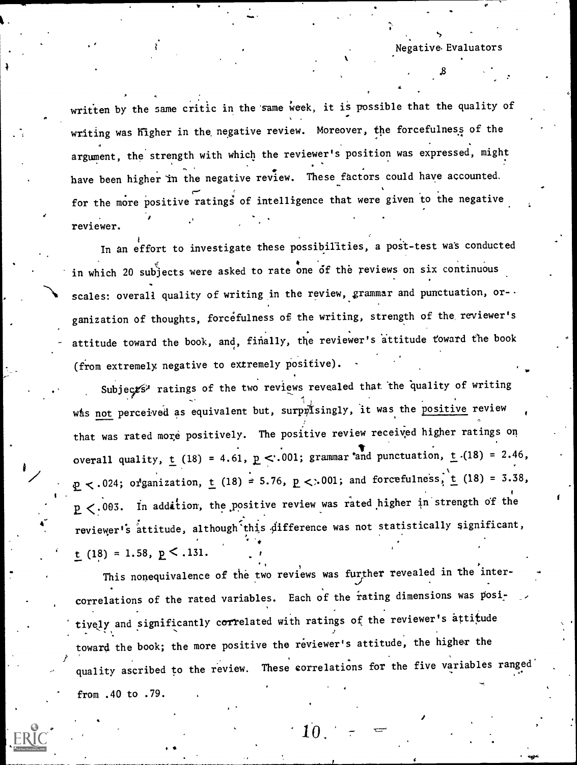written by the same critic in the same week, it is possible that the quality of writing was higher in the negative review. Moreover, the forcefulness of the argument, the strength with which the reviewer's position was expressed, might have been higher in the negative review. These factors could have accounted for the more positive ratings of intelligence that were given to the negative reviewer.

In an effort to investigate these possibilities, a post-test was conducted in which 20 subjects were asked to rate one of the reviews on six continuous scales: overall quality of writing in the review, grammar and punctuation, organization of thoughts, forcefulness of the writing, strength of the reviewer's attitude toward the book, and, finally, the reviewer's attitude toward the book (from extremely negative to extremely positive).

Subjects' ratings of the two reviews revealed that the quality of writing was not perceived as equivalent but, surprisingly, it was the positive review that was rated more positively. The positive review received higher ratings on overall quality, $t\ (18) = 4.61$, $p < .001$; grammar and punctuation, $t\ (18) = 2.46$, $p < .024$; organization, $t\ (18) = 5.76$, $p < .001$; and forcefulness, $t\ (18) = 3.38$, $p < .003$. In addition, the positive review was rated higher in strength of the reviewer's attitude, although this difference was not statistically significant, $t\ (18) = 1.58$, $p < .131$.

This nonequivalence of the two reviews was further revealed in the intercorrelations of the rated variables. Each of the rating dimensions was positively and significantly correlated with ratings of the reviewer's attitude toward the book; the more positive the reviewer's attitude, the higher the quality ascribed to the review. These correlations for the five variables ranged from .40 to .79.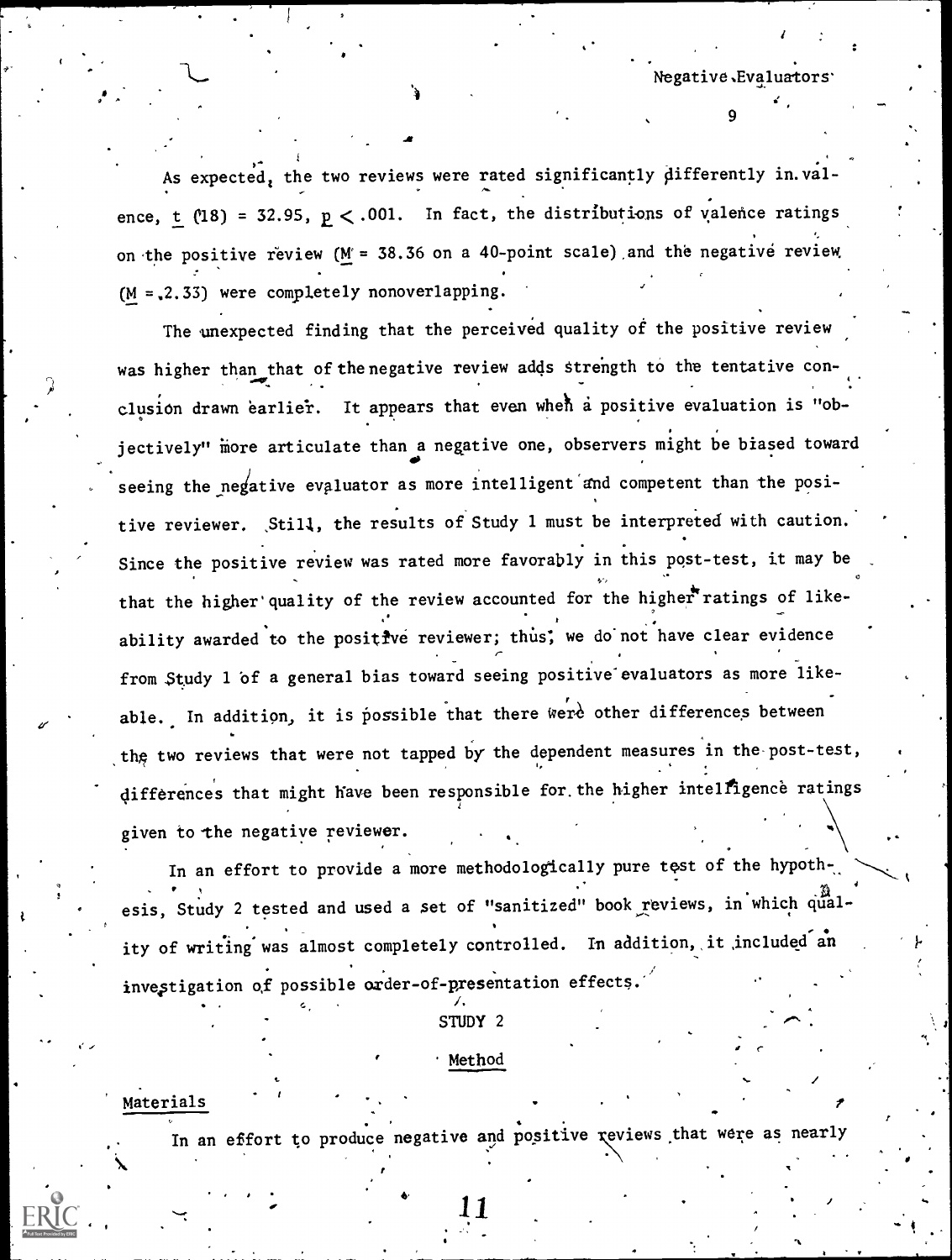As expected, the two reviews were rated significantly differently in valence, $t\ (18) = 32.95$, $p < .001$. In fact, the distributions of valence ratings on the positive review ($M = 38.36$ on a 40-point scale) and the negative review ($M = 2.33$) were completely nonoverlapping.

The unexpected finding that the perceived quality of the positive review was higher than that of the negative review adds strength to the tentative conclusion drawn earlier. It appears that even when a positive evaluation is "objectively" more articulate than a negative one, observers might be biased toward seeing the negative evaluator as more intelligent and competent than the positive reviewer. Still, the results of Study 1 must be interpreted with caution. Since the positive review was rated more favorably in this post-test, it may be that the higher quality of the review accounted for the higher ratings of likeability awarded to the positive reviewer; thus, we do not have clear evidence from Study 1 of a general bias toward seeing positive evaluators as more likeable. In addition, it is possible that there were other differences between the two reviews that were not tapped by the dependent measures in the post-test, differences that might have been responsible for the higher intelligence ratings given to the negative reviewer.

In an effort to provide a more methodologically pure test of the hypothesis, Study 2 tested and used a set of "sanitized" book reviews, in which quality of writing was almost completely controlled. In addition, it included an investigation of possible order-of-presentation effects.

## STUDY 2

### Method

#### Materials

In an effort to produce negative and positive reviews that were as nearly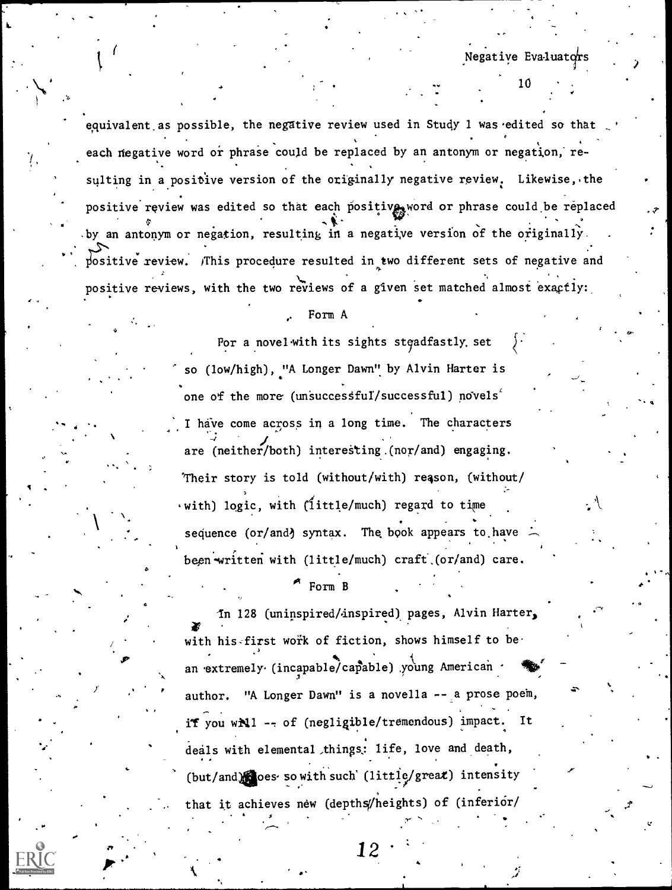equivalent as possible, the negative review used in Study 1 was edited so that each negative word or phrase could be replaced by an antonym or negation, resulting in a positive version of the originally negative review. Likewise, the positive review was edited so that each positive word or phrase could be replaced by an antonym or negation, resulting in a negative version of the originally positive review. This procedure resulted in two different sets of negative and positive reviews, with the two reviews of a given set matched almost exactly:

Form A

> For a novel with its sights steadfastly set so (low/high), "A Longer Dawn" by Alvin Harter is one of the more (unsuccessful/successful) novels I have come across in a long time. The characters are (neither/both) interesting (nor/and) engaging. Their story is told (without/with) reason, (without/with) logic, with (little/much) regard to time sequence (or/and) syntax. The book appears to have been written with (little/much) craft (or/and) care.

Form B

> In 128 (uninspired/inspired) pages, Alvin Harter, with his first work of fiction, shows himself to be an extremely (incapable/capable) young American author. "A Longer Dawn" is a novella -- a prose poem, if you will -- of (negligible/tremendous) impact. It deals with elemental things: life, love and death, (but/and) does so with such (little/great) intensity that it achieves new (depths/heights) of (inferior/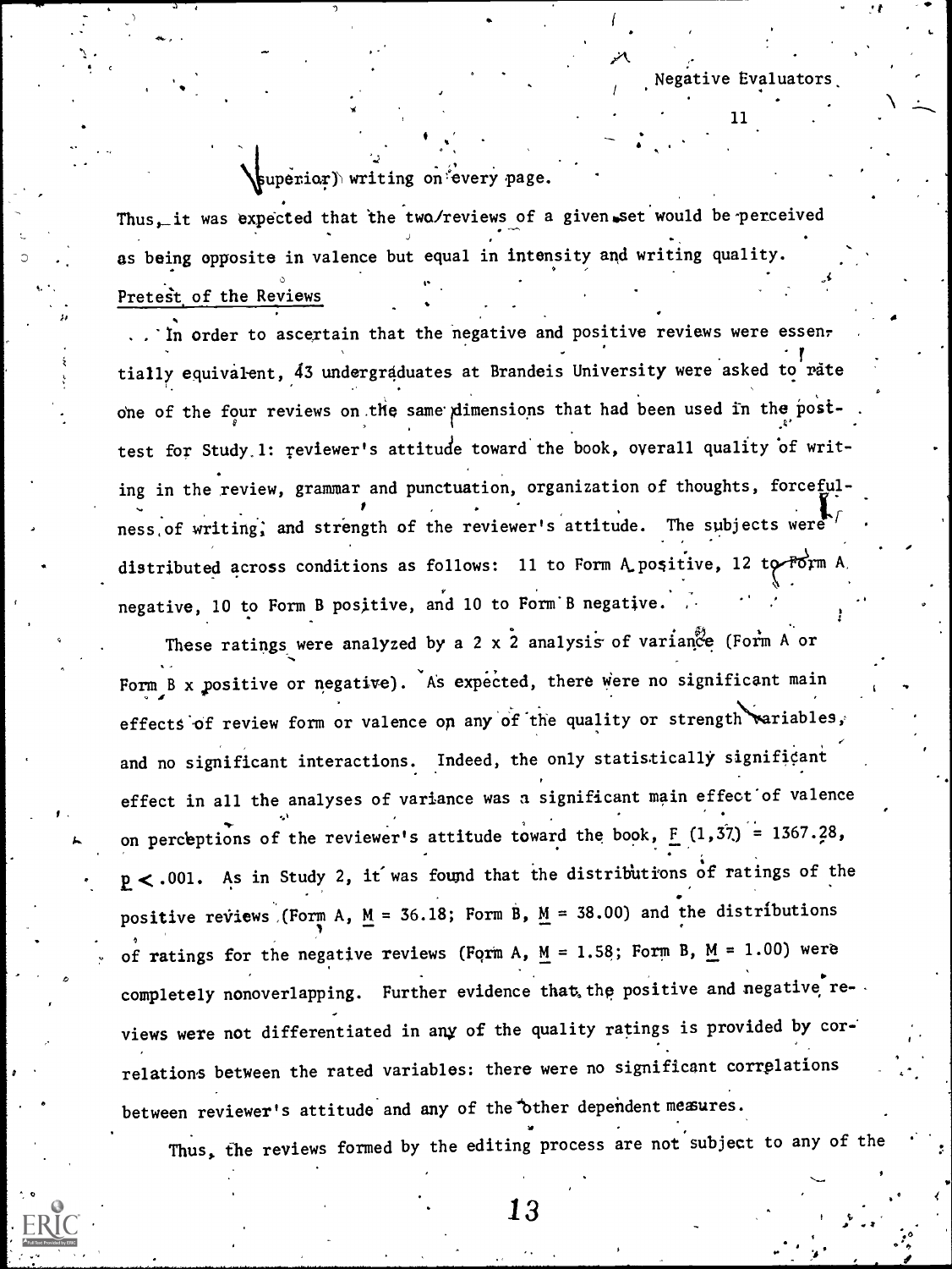superior) writing on every page.

Thus, it was expected that the two reviews of a given set would be perceived as being opposite in valence but equal in intensity and writing quality.

## Pretest of the Reviews

In order to ascertain that the negative and positive reviews were essentially equivalent, 43 undergraduates at Brandeis University were asked to rate one of the four reviews on the same dimensions that had been used in the posttest for Study 1: reviewer's attitude toward the book, overall quality of writing in the review, grammar and punctuation, organization of thoughts, forcefulness of writing, and strength of the reviewer's attitude. The subjects were distributed across conditions as follows: 11 to Form A positive, 12 to Form A negative, 10 to Form B positive, and 10 to Form B negative.

These ratings were analyzed by a 2 x 2 analysis of variance (Form A or Form B x positive or negative). As expected, there were no significant main effects of review form or valence on any of the quality or strength variables, and no significant interactions. Indeed, the only statistically significant effect in all the analyses of variance was a significant main effect of valence on perceptions of the reviewer's attitude toward the book, $F\ (1,37) = 1367.28$, $p < .001$. As in Study 2, it was found that the distributions of ratings of the positive reviews (Form A, $M = 36.18$; Form B, $M = 38.00$) and the distributions of ratings for the negative reviews (Form A, $M = 1.58$; Form B, $M = 1.00$) were completely nonoverlapping. Further evidence that the positive and negative reviews were not differentiated in any of the quality ratings is provided by correlations between the rated variables: there were no significant correlations between reviewer's attitude and any of the other dependent measures.

Thus, the reviews formed by the editing process are not subject to any of the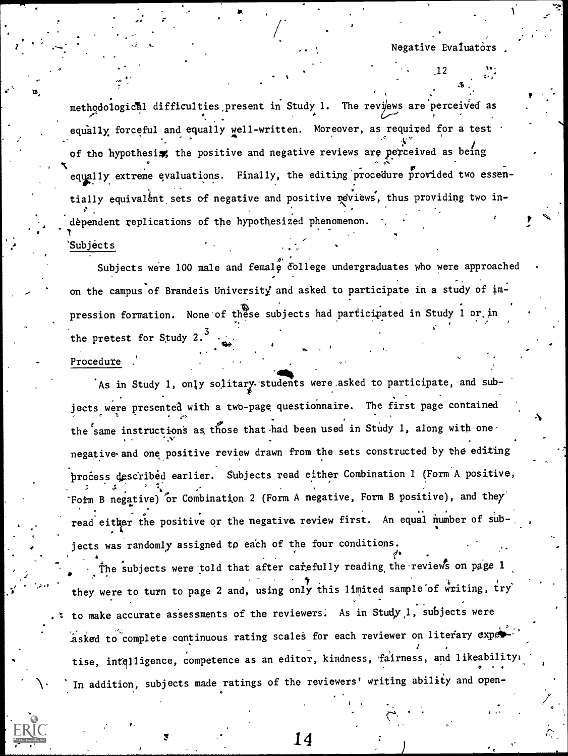methodological difficulties present in Study 1. The reviews are perceived as equally forceful and equally well-written. Moreover, as required for a test of the hypothesis, the positive and negative reviews are perceived as being equally extreme evaluations. Finally, the editing procedure provided two essentially equivalent sets of negative and positive reviews, thus providing two independent replications of the hypothesized phenomenon.

### Subjects

Subjects were 100 male and female college undergraduates who were approached on the campus of Brandeis University and asked to participate in a study of impression formation. None of these subjects had participated in Study 1 or in the pretest for Study 2.[3]

### Procedure

As in Study 1, only solitary students were asked to participate, and subjects were presented with a two-page questionnaire. The first page contained the same instructions as those that had been used in Study 1, along with one negative and one positive review drawn from the sets constructed by the editing process described earlier. Subjects read either Combination 1 (Form A positive, Form B negative) or Combination 2 (Form A negative, Form B positive), and they read either the positive or the negative review first. An equal number of subjects was randomly assigned to each of the four conditions.

The subjects were told that after carefully reading the reviews on page 1 they were to turn to page 2 and, using only this limited sample of writing, try to make accurate assessments of the reviewers. As in Study 1, subjects were asked to complete continuous rating scales for each reviewer on literary expertise, intelligence, competence as an editor, kindness, fairness, and likeability. In addition, subjects made ratings of the reviewers' writing ability and open-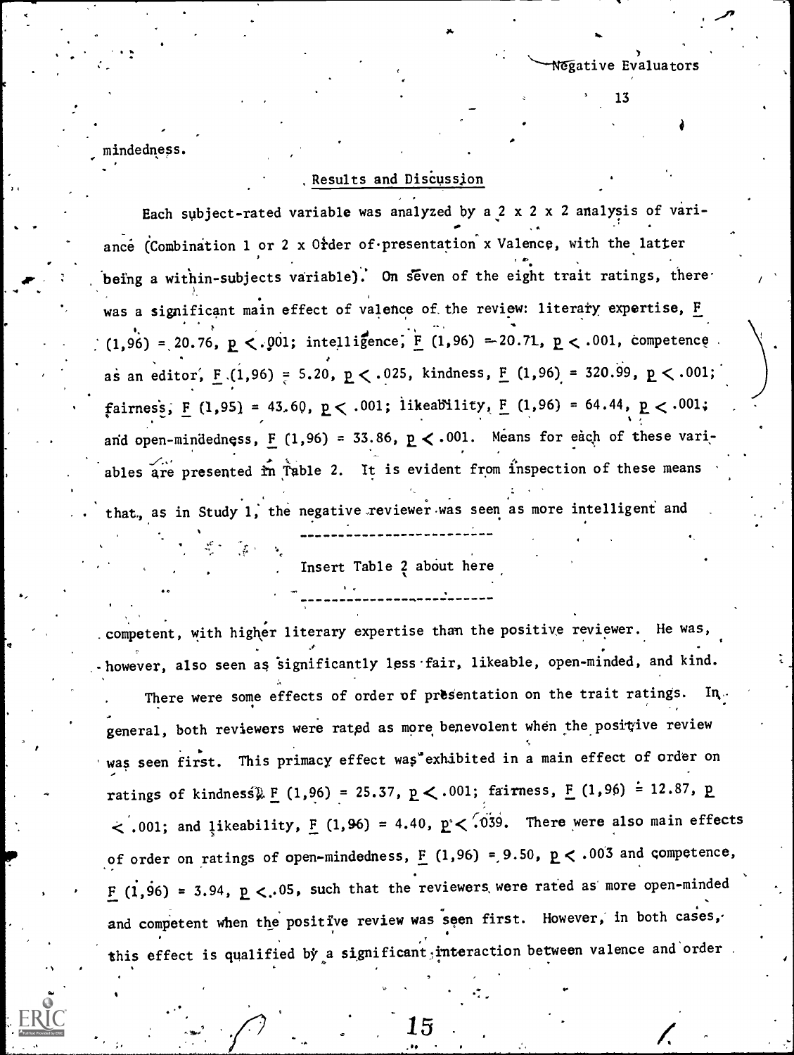mindedness.

## Results and Discussion

Each subject-rated variable was analyzed by a 2 x 2 x 2 analysis of variance (Combination 1 or 2 x Order of presentation x Valence, with the latter being a within-subjects variable). On seven of the eight trait ratings, there was a significant main effect of valence of the review: literary expertise, $F(1,96) = 20.76$, $p < .001$; intelligence, $F(1,96) = 20.71$, $p < .001$, competence as an editor, $F(1,96) = 5.20$, $p < .025$, kindness, $F(1,96) = 320.99$, $p < .001$; fairness, $F(1,95) = 43.60$, $p < .001$; likeability, $F(1,96) = 64.44$, $p < .001$; and open-mindedness, $F(1,96) = 33.86$, $p < .001$. Means for each of these variables are presented in Table 2. It is evident from inspection of these means that, as in Study 1, the negative reviewer was seen as more intelligent and

---

Insert Table 2 about here

---

competent, with higher literary expertise than the positive reviewer. He was, however, also seen as significantly less fair, likeable, open-minded, and kind.

There were some effects of order of presentation on the trait ratings. In general, both reviewers were rated as more benevolent when the positive review was seen first. This primacy effect was exhibited in a main effect of order on ratings of kindness, $F(1,96) = 25.37$, $p < .001$; fairness, $F(1,96) = 12.87$, $p < .001$; and likeability, $F(1,96) = 4.40$, $p < .039$. There were also main effects of order on ratings of open-mindedness, $F(1,96) = 9.50$, $p < .003$ and competence, $F(1,96) = 3.94$, $p < .05$, such that the reviewers were rated as more open-minded and competent when the positive review was seen first. However, in both cases, this effect is qualified by a significant interaction between valence and order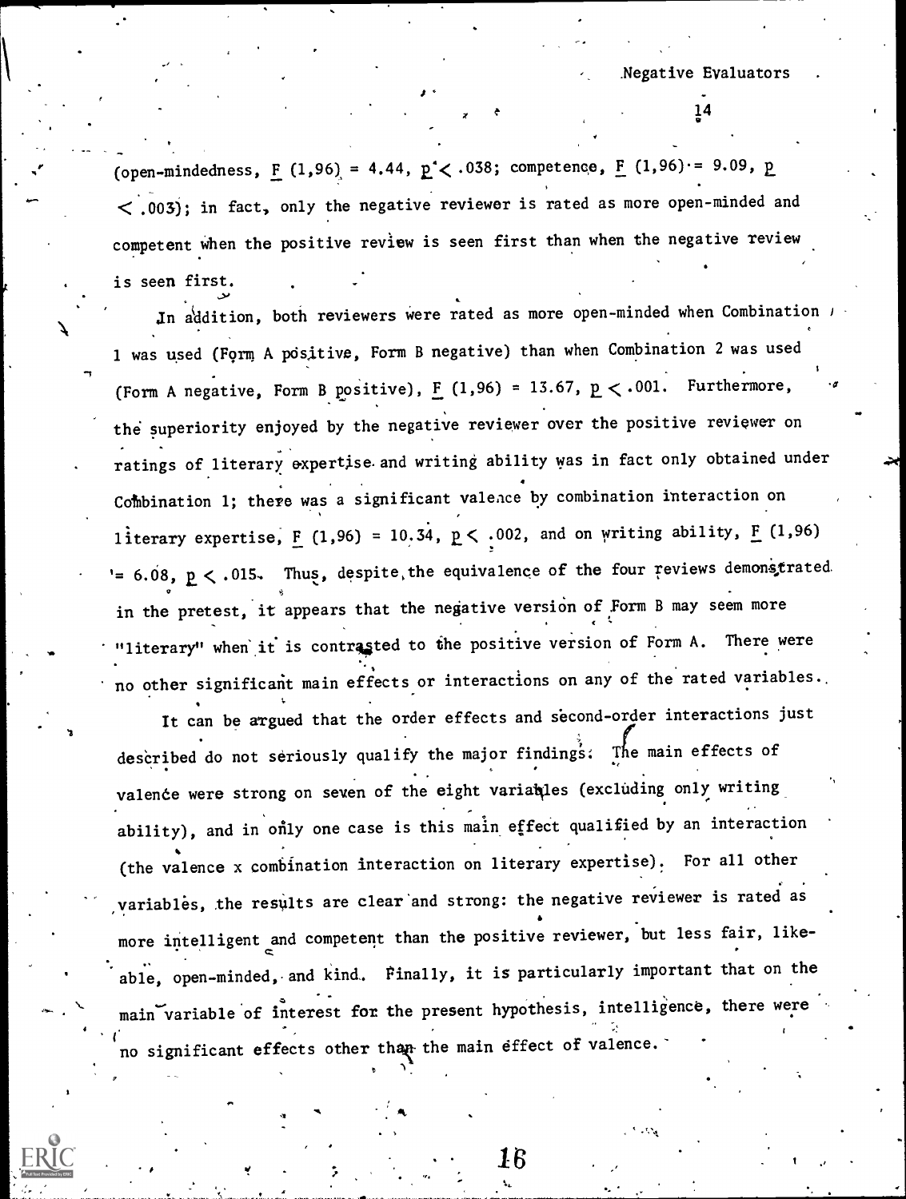(open-mindedness, $F$ (1,96) = 4.44, $p < .038$; competence, $F$ (1,96) = 9.09, $p < .003$); in fact, only the negative reviewer is rated as more open-minded and competent when the positive review is seen first than when the negative review is seen first.

In addition, both reviewers were rated as more open-minded when Combination 1 was used (Form A positive, Form B negative) than when Combination 2 was used (Form A negative, Form B positive), $F$ (1,96) = 13.67, $p < .001$. Furthermore, the superiority enjoyed by the negative reviewer over the positive reviewer on ratings of literary expertise and writing ability was in fact only obtained under Combination 1; there was a significant valence by combination interaction on literary expertise, $F$ (1,96) = 10.34, $p < .002$, and on writing ability, $F$ (1,96) = 6.08, $p < .015$. Thus, despite the equivalence of the four reviews demonstrated in the pretest, it appears that the negative version of Form B may seem more "literary" when it is contrasted to the positive version of Form A. There were no other significant main effects or interactions on any of the rated variables.

It can be argued that the order effects and second-order interactions just described do not seriously qualify the major findings. The main effects of valence were strong on seven of the eight variables (excluding only writing ability), and in only one case is this main effect qualified by an interaction (the valence x combination interaction on literary expertise). For all other variables, the results are clear and strong: the negative reviewer is rated as more intelligent and competent than the positive reviewer, but less fair, likeable, open-minded, and kind. Finally, it is particularly important that on the main variable of interest for the present hypothesis, intelligence, there were no significant effects other than the main effect of valence.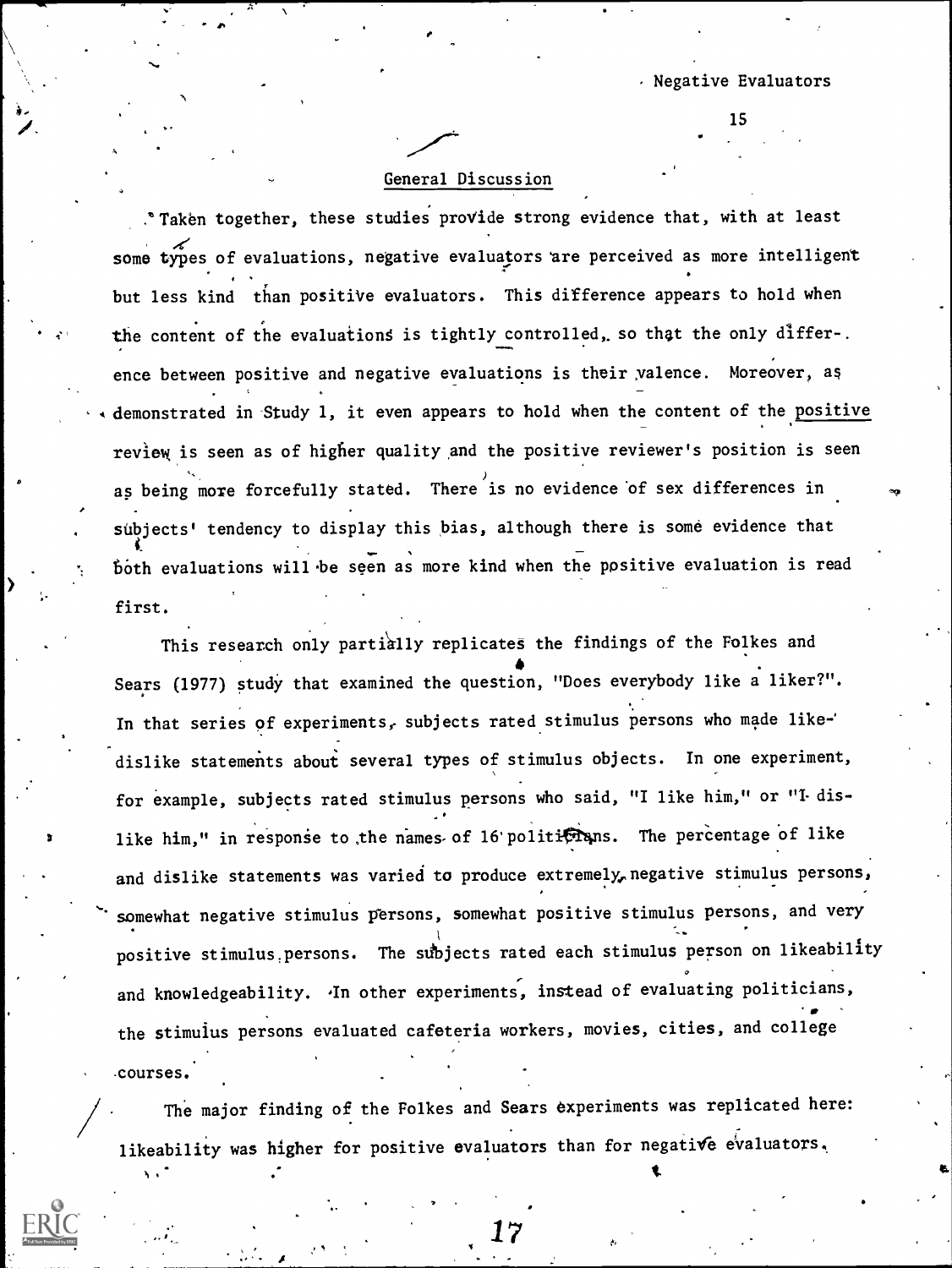## General Discussion

Taken together, these studies provide strong evidence that, with at least some types of evaluations, negative evaluators are perceived as more intelligent but less kind than positive evaluators. This difference appears to hold when the content of the evaluations is tightly controlled, so that the only difference between positive and negative evaluations is their valence. Moreover, as demonstrated in Study 1, it even appears to hold when the content of the positive review is seen as of higher quality and the positive reviewer's position is seen as being more forcefully stated. There is no evidence of sex differences in subjects' tendency to display this bias, although there is some evidence that both evaluations will be seen as more kind when the positive evaluation is read first.

This research only partially replicates the findings of the Folkes and Sears (1977) study that examined the question, "Does everybody like a liker?". In that series of experiments, subjects rated stimulus persons who made like-dislike statements about several types of stimulus objects. In one experiment, for example, subjects rated stimulus persons who said, "I like him," or "I dislike him," in response to the names of 16 politicians. The percentage of like and dislike statements was varied to produce extremely negative stimulus persons, somewhat negative stimulus persons, somewhat positive stimulus persons, and very positive stimulus persons. The subjects rated each stimulus person on likeability and knowledgeability. In other experiments, instead of evaluating politicians, the stimulus persons evaluated cafeteria workers, movies, cities, and college courses.

The major finding of the Folkes and Sears experiments was replicated here: likeability was higher for positive evaluators than for negative evaluators.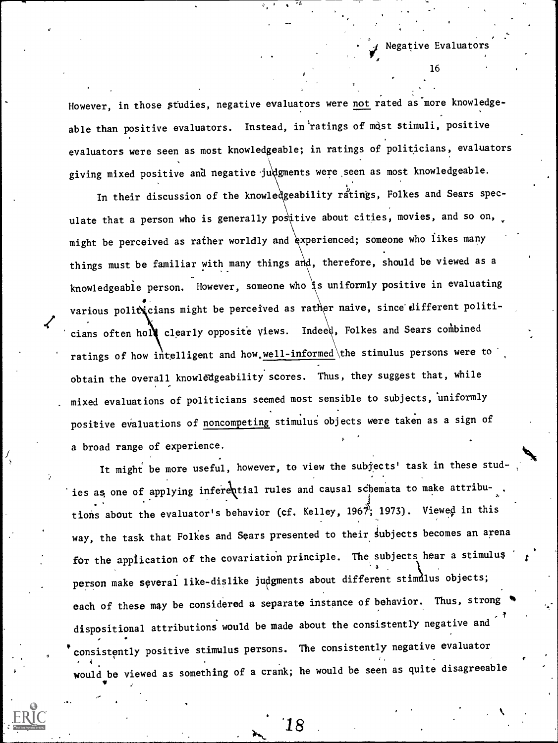However, in those studies, negative evaluators were not rated as more knowledgeable than positive evaluators. Instead, in ratings of most stimuli, positive evaluators were seen as most knowledgeable; in ratings of politicians, evaluators giving mixed positive and negative judgments were seen as most knowledgeable.

In their discussion of the knowledgeability ratings, Folkes and Sears speculate that a person who is generally positive about cities, movies, and so on, might be perceived as rather worldly and experienced; someone who likes many things must be familiar with many things and, therefore, should be viewed as a knowledgeable person. However, someone who is uniformly positive in evaluating various politicians might be perceived as rather naive, since different politicians often hold clearly opposite views. Indeed, Folkes and Sears combined ratings of how intelligent and how well-informed the stimulus persons were to obtain the overall knowledgeability scores. Thus, they suggest that, while mixed evaluations of politicians seemed most sensible to subjects, uniformly positive evaluations of noncompeting stimulus objects were taken as a sign of a broad range of experience.

It might be more useful, however, to view the subjects' task in these studies as one of applying inferential rules and causal schemata to make attributions about the evaluator's behavior (cf. Kelley, 1967; 1973). Viewed in this way, the task that Folkes and Sears presented to their subjects becomes an arena for the application of the covariation principle. The subjects hear a stimulus person make several like-dislike judgments about different stimulus objects; each of these may be considered a separate instance of behavior. Thus, strong dispositional attributions would be made about the consistently negative and consistently positive stimulus persons. The consistently negative evaluator would be viewed as something of a crank; he would be seen as quite disagreeable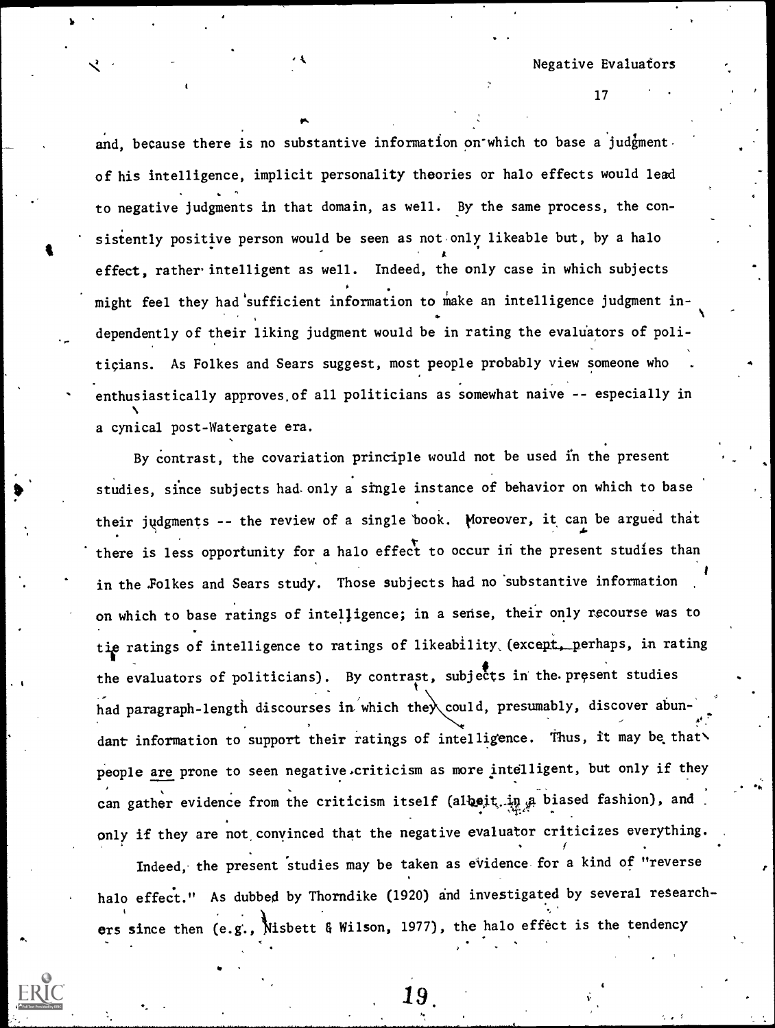and, because there is no substantive information on which to base a judgment of his intelligence, implicit personality theories or halo effects would lead to negative judgments in that domain, as well. By the same process, the consistently positive person would be seen as not only likeable but, by a halo effect, rather intelligent as well. Indeed, the only case in which subjects might feel they had sufficient information to make an intelligence judgment independently of their liking judgment would be in rating the evaluators of politicians. As Folkes and Sears suggest, most people probably view someone who enthusiastically approves of all politicians as somewhat naive -- especially in a cynical post-Watergate era.

By contrast, the covariation principle would not be used in the present studies, since subjects had only a single instance of behavior on which to base their judgments -- the review of a single book. Moreover, it can be argued that there is less opportunity for a halo effect to occur in the present studies than in the Folkes and Sears study. Those subjects had no substantive information on which to base ratings of intelligence; in a sense, their only recourse was to tie ratings of intelligence to ratings of likeability (except, perhaps, in rating the evaluators of politicians). By contrast, subjects in the present studies had paragraph-length discourses in which they could, presumably, discover abundant information to support their ratings of intelligence. Thus, it may be that people <u>are</u> prone to seen negative criticism as more intelligent, but only if they can gather evidence from the criticism itself (albeit in a biased fashion), and only if they are not convinced that the negative evaluator criticizes everything.

Indeed, the present studies may be taken as evidence for a kind of "reverse halo effect." As dubbed by Thorndike (1920) and investigated by several researchers since then (e.g., Nisbett & Wilson, 1977), the halo effect is the tendency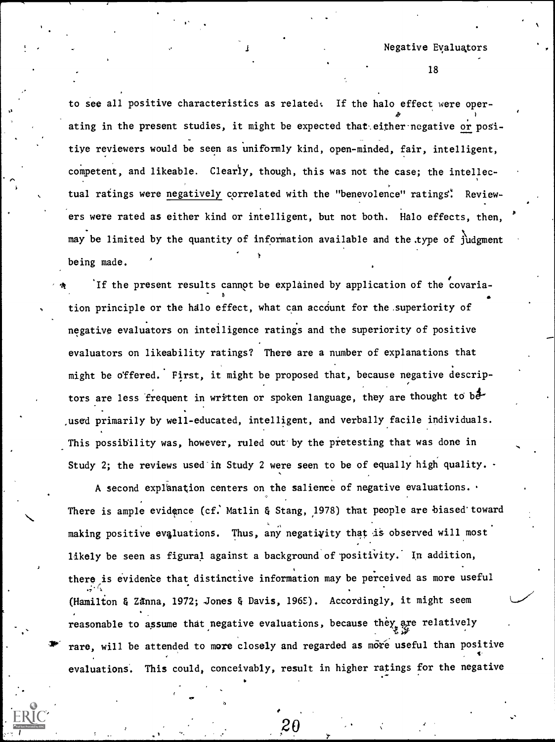to see all positive characteristics as related. If the halo effect were operating in the present studies, it might be expected that either negative <u>or</u> positive reviewers would be seen as uniformly kind, open-minded, fair, intelligent, competent, and likeable. Clearly, though, this was not the case; the intellectual ratings were <u>negatively</u> correlated with the "benevolence" ratings. Reviewers were rated as either kind or intelligent, but not both. Halo effects, then, may be limited by the quantity of information available and the type of judgment being made.

If the present results cannot be explained by application of the covariation principle or the halo effect, what can account for the superiority of negative evaluators on intelligence ratings and the superiority of positive evaluators on likeability ratings? There are a number of explanations that might be offered. First, it might be proposed that, because negative descriptors are less frequent in written or spoken language, they are thought to be used primarily by well-educated, intelligent, and verbally facile individuals. This possibility was, however, ruled out by the pretesting that was done in Study 2; the reviews used in Study 2 were seen to be of equally high quality.

A second explanation centers on the salience of negative evaluations. There is ample evidence (cf. Matlin & Stang, 1978) that people are biased toward making positive evaluations. Thus, any negativity that is observed will most likely be seen as figural against a background of positivity. In addition, there is evidence that distinctive information may be perceived as more useful (Hamilton & Zanna, 1972; Jones & Davis, 1965). Accordingly, it might seem reasonable to assume that negative evaluations, because they are relatively rare, will be attended to more closely and regarded as more useful than positive evaluations. This could, conceivably, result in higher ratings for the negative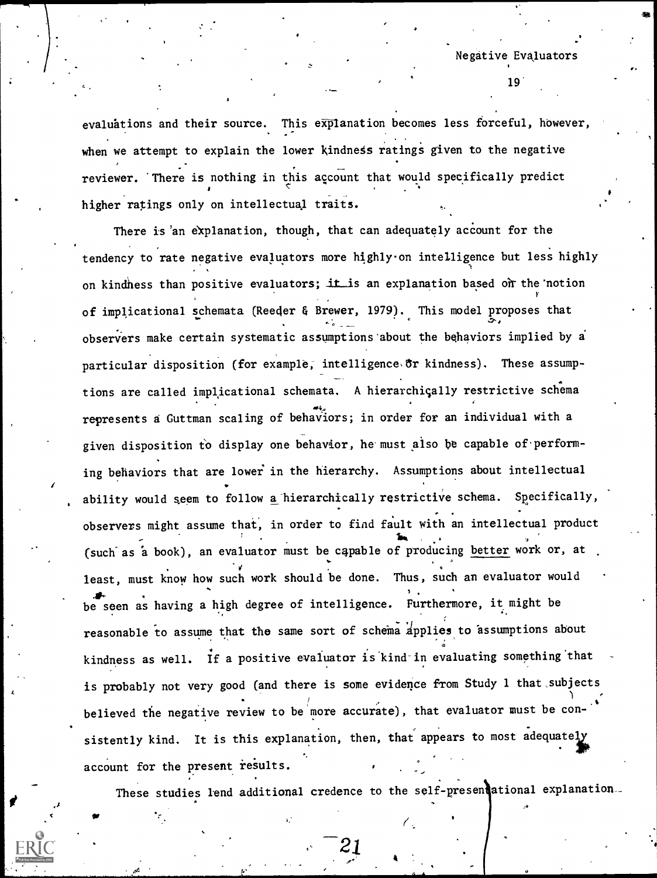evaluations and their source. This explanation becomes less forceful, however, when we attempt to explain the lower kindness ratings given to the negative reviewer. There is nothing in this account that would specifically predict higher ratings only on intellectual traits.

There is an explanation, though, that can adequately account for the tendency to rate negative evaluators more highly on intelligence but less highly on kindness than positive evaluators; it is an explanation based on the notion of implicational schemata (Reeder & Brewer, 1979). This model proposes that observers make certain systematic assumptions about the behaviors implied by a particular disposition (for example, intelligence or kindness). These assumptions are called implicational schemata. A hierarchically restrictive schema represents a Guttman scaling of behaviors; in order for an individual with a given disposition to display one behavior, he must also be capable of performing behaviors that are lower in the hierarchy. Assumptions about intellectual ability would seem to follow a hierarchically restrictive schema. Specifically, observers might assume that, in order to find fault with an intellectual product (such as a book), an evaluator must be capable of producing <u>better</u> work or, at least, must know how such work should be done. Thus, such an evaluator would be seen as having a high degree of intelligence. Furthermore, it might be reasonable to assume that the same sort of schema applies to assumptions about kindness as well. If a positive evaluator is kind in evaluating something that is probably not very good (and there is some evidence from Study 1 that subjects believed the negative review to be more accurate), that evaluator must be consistently kind. It is this explanation, then, that appears to most adequately account for the present results.

These studies lend additional credence to the self-presentational explanation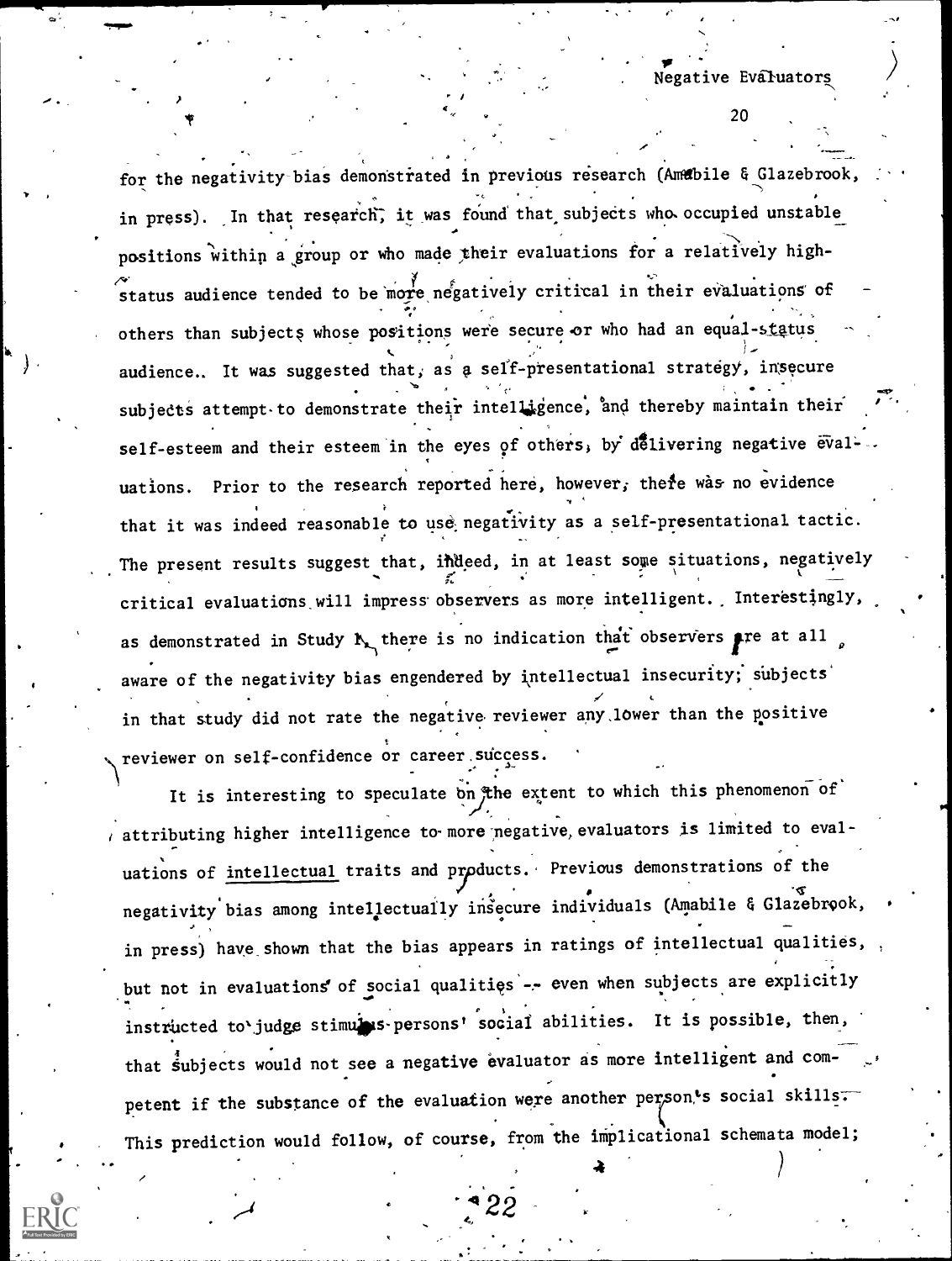for the negativity bias demonstrated in previous research (Amabile & Glazebrook, in press). In that research, it was found that subjects who occupied unstable positions within a group or who made their evaluations for a relatively high-status audience tended to be more negatively critical in their evaluations of others than subjects whose positions were secure or who had an equal-status audience. It was suggested that, as a self-presentational strategy, insecure subjects attempt to demonstrate their intelligence, and thereby maintain their self-esteem and their esteem in the eyes of others, by delivering negative evaluations. Prior to the research reported here, however, there was no evidence that it was indeed reasonable to use negativity as a self-presentational tactic. The present results suggest that, indeed, in at least some situations, negatively critical evaluations will impress observers as more intelligent. Interestingly, as demonstrated in Study 1, there is no indication that observers are at all aware of the negativity bias engendered by intellectual insecurity; subjects in that study did not rate the negative reviewer any lower than the positive reviewer on self-confidence or career success.

It is interesting to speculate on the extent to which this phenomenon of attributing higher intelligence to more negative evaluators is limited to evaluations of <u>intellectual</u> traits and products. Previous demonstrations of the negativity bias among intellectually insecure individuals (Amabile & Glazebrook, in press) have shown that the bias appears in ratings of intellectual qualities, but not in evaluations of social qualities -- even when subjects are explicitly instructed to judge stimulus-persons' social abilities. It is possible, then, that subjects would not see a negative evaluator as more intelligent and competent if the substance of the evaluation were another person's social skills. This prediction would follow, of course, from the implicational schemata model;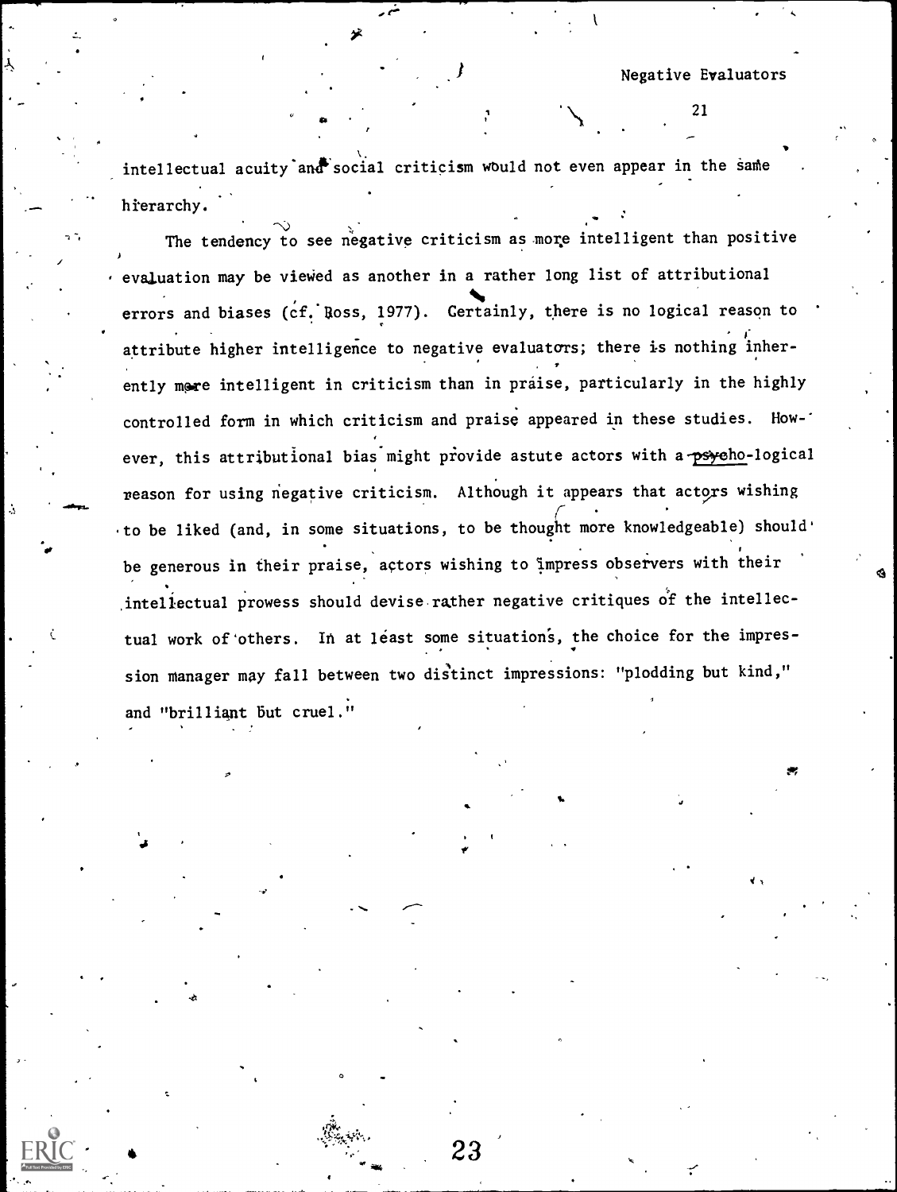intellectual acuity and social criticism would not even appear in the same hierarchy.

The tendency to see negative criticism as more intelligent than positive evaluation may be viewed as another in a rather long list of attributional errors and biases (cf. Ross, 1977). Certainly, there is no logical reason to attribute higher intelligence to negative evaluators; there is nothing inherently more intelligent in criticism than in praise, particularly in the highly controlled form in which criticism and praise appeared in these studies. However, this attributional bias might provide astute actors with a psycho-logical reason for using negative criticism. Although it appears that actors wishing to be liked (and, in some situations, to be thought more knowledgeable) should be generous in their praise, actors wishing to impress observers with their intellectual prowess should devise rather negative critiques of the intellectual work of others. In at least some situations, the choice for the impression manager may fall between two distinct impressions: "plodding but kind," and "brilliant but cruel."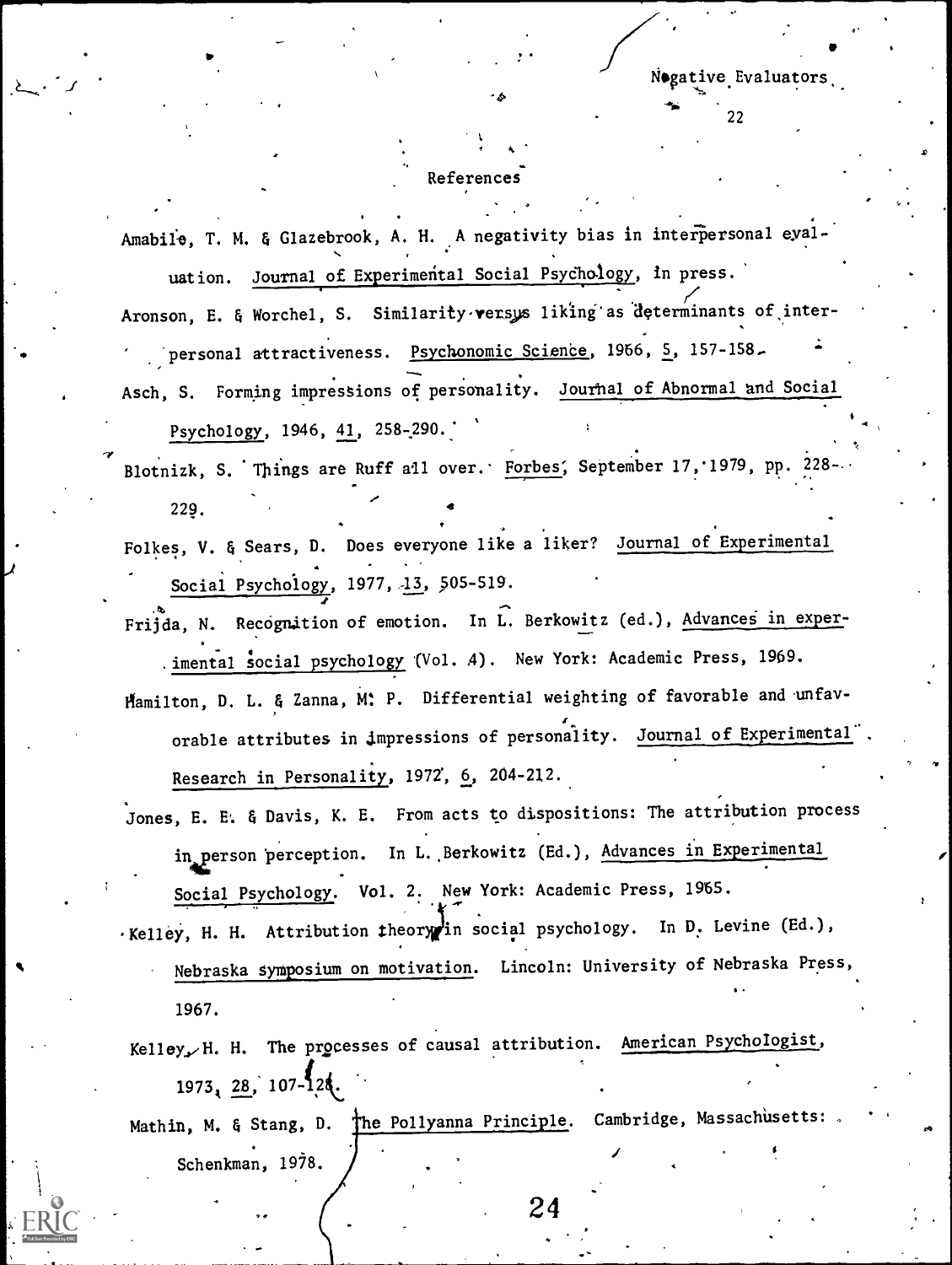## References

Amabile, T. M. & Glazebrook, A. H. A negativity bias in interpersonal evaluation. Journal of Experimental Social Psychology, in press.

Aronson, E. & Worchel, S. Similarity versus liking as determinants of interpersonal attractiveness. Psychonomic Science, 1966, 5, 157-158.

Asch, S. Forming impressions of personality. Journal of Abnormal and Social Psychology, 1946, 41, 258-290.

Blotnizk, S. Things are Ruff all over. Forbes, September 17, 1979, pp. 228-229.

Folkes, V. & Sears, D. Does everyone like a liker? Journal of Experimental Social Psychology, 1977, 13, 505-519.

Frijda, N. Recognition of emotion. In L. Berkowitz (ed.), Advances in experimental social psychology (Vol. 4). New York: Academic Press, 1969.

Hamilton, D. L. & Zanna, M. P. Differential weighting of favorable and unfavorable attributes in impressions of personality. Journal of Experimental Research in Personality, 1972, 6, 204-212.

Jones, E. E. & Davis, K. E. From acts to dispositions: The attribution process in person perception. In L. Berkowitz (Ed.), Advances in Experimental Social Psychology. Vol. 2. New York: Academic Press, 1965.

Kelley, H. H. Attribution theory in social psychology. In D. Levine (Ed.), Nebraska symposium on motivation. Lincoln: University of Nebraska Press, 1967.

Kelley, H. H. The processes of causal attribution. American Psychologist, 1973, 28, 107-128.

Mathin, M. & Stang, D. The Pollyanna Principle. Cambridge, Massachusetts: Schenkman, 1978.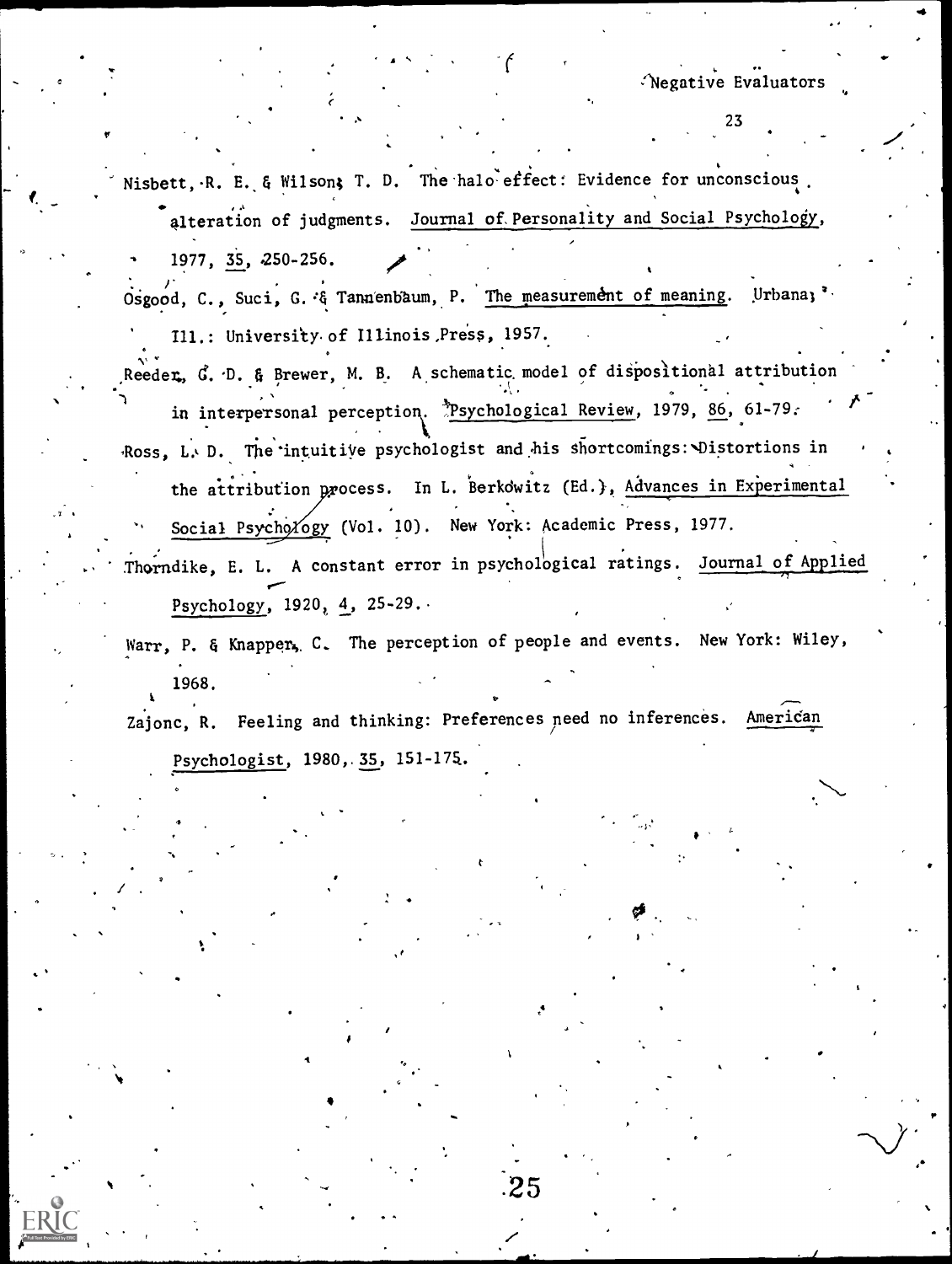Nisbett, R. E. & Wilson, T. D. The halo effect: Evidence for unconscious alteration of judgments. Journal of Personality and Social Psychology, 1977, 35, 250-256.

Osgood, C., Suci, G. & Tannenbaum, P. The measurement of meaning. Urbana, Ill.: University of Illinois Press, 1957.

Reeder, G. D. & Brewer, M. B. A schematic model of dispositional attribution in interpersonal perception. Psychological Review, 1979, 86, 61-79.

Ross, L. D. The intuitive psychologist and his shortcomings: Distortions in the attribution process. In L. Berkowitz (Ed.), Advances in Experimental Social Psychology (Vol. 10). New York: Academic Press, 1977.

Thorndike, E. L. A constant error in psychological ratings. Journal of Applied Psychology, 1920, 4, 25-29.

Warr, P. & Knapper, C. The perception of people and events. New York: Wiley, 1968.

Zajonc, R. Feeling and thinking: Preferences need no inferences. American Psychologist, 1980, 35, 151-175.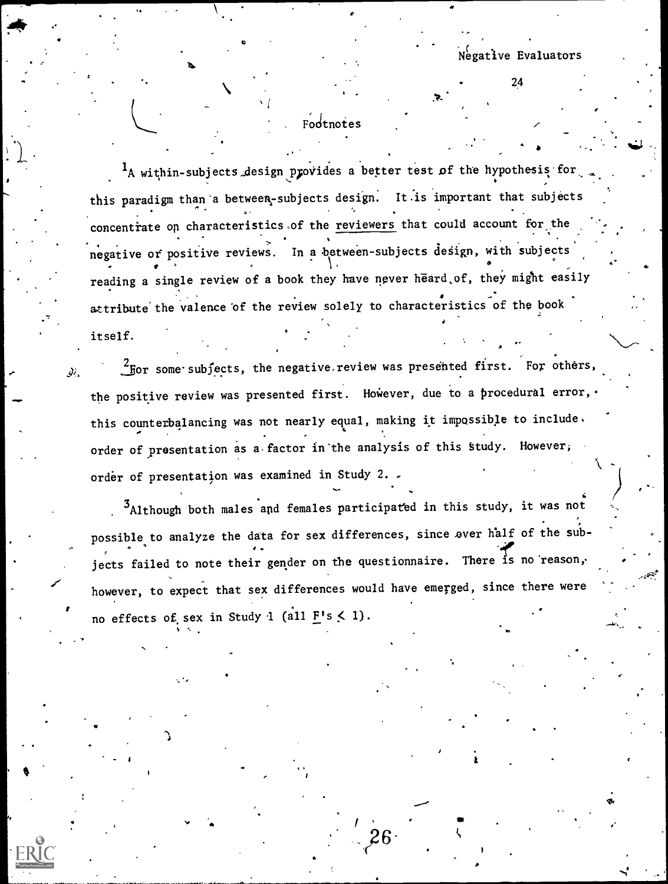## Footnotes

[1]A within-subjects design provides a better test of the hypothesis for this paradigm than a between-subjects design. It is important that subjects concentrate on characteristics of the reviewers that could account for the negative or positive reviews. In a between-subjects design, with subjects reading a single review of a book they have never heard of, they might easily attribute the valence of the review solely to characteristics of the book itself.

[2]For some subjects, the negative review was presented first. For others, the positive review was presented first. However, due to a procedural error, this counterbalancing was not nearly equal, making it impossible to include order of presentation as a factor in the analysis of this Study. However, order of presentation was examined in Study 2.

[3]Although both males and females participated in this study, it was not possible to analyze the data for sex differences, since over half of the subjects failed to note their gender on the questionnaire. There is no reason, however, to expect that sex differences would have emerged, since there were no effects of sex in Study 1 (all $F$'s $< 1$).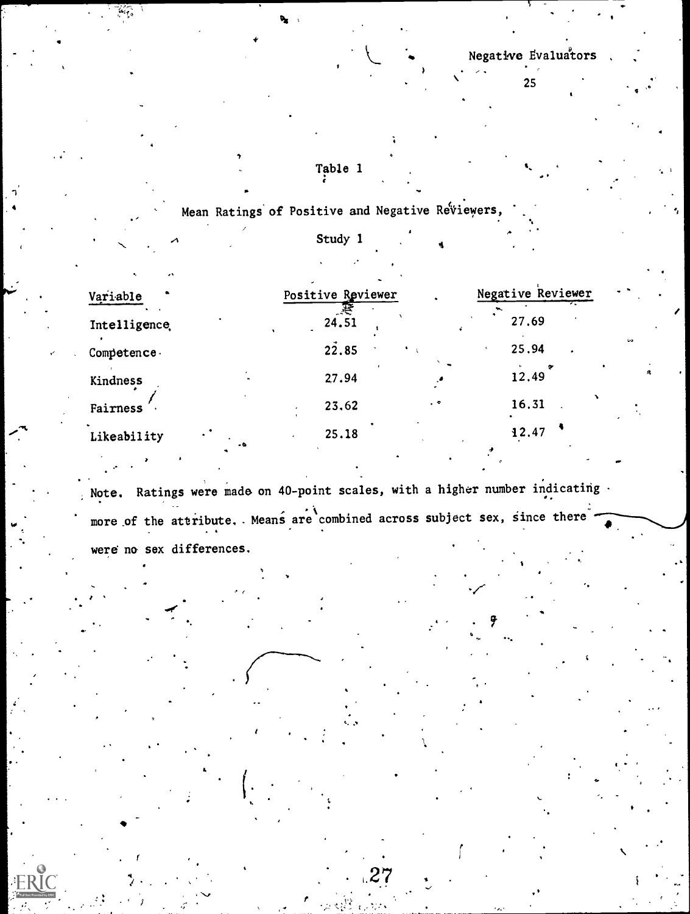Table 1

Mean Ratings of Positive and Negative Reviewers,

Study 1

| Variable | Positive Reviewer | Negative Reviewer |
|---|---|---|
| Intelligence | 24.51 | 27.69 |
| Competence | 22.85 | 25.94 |
| Kindness | 27.94 | 12.49 |
| Fairness | 23.62 | 16.31 |
| Likeability | 25.18 | 12.47 |

Note. Ratings were made on 40-point scales, with a higher number indicating more of the attribute. Means are combined across subject sex, since there were no sex differences.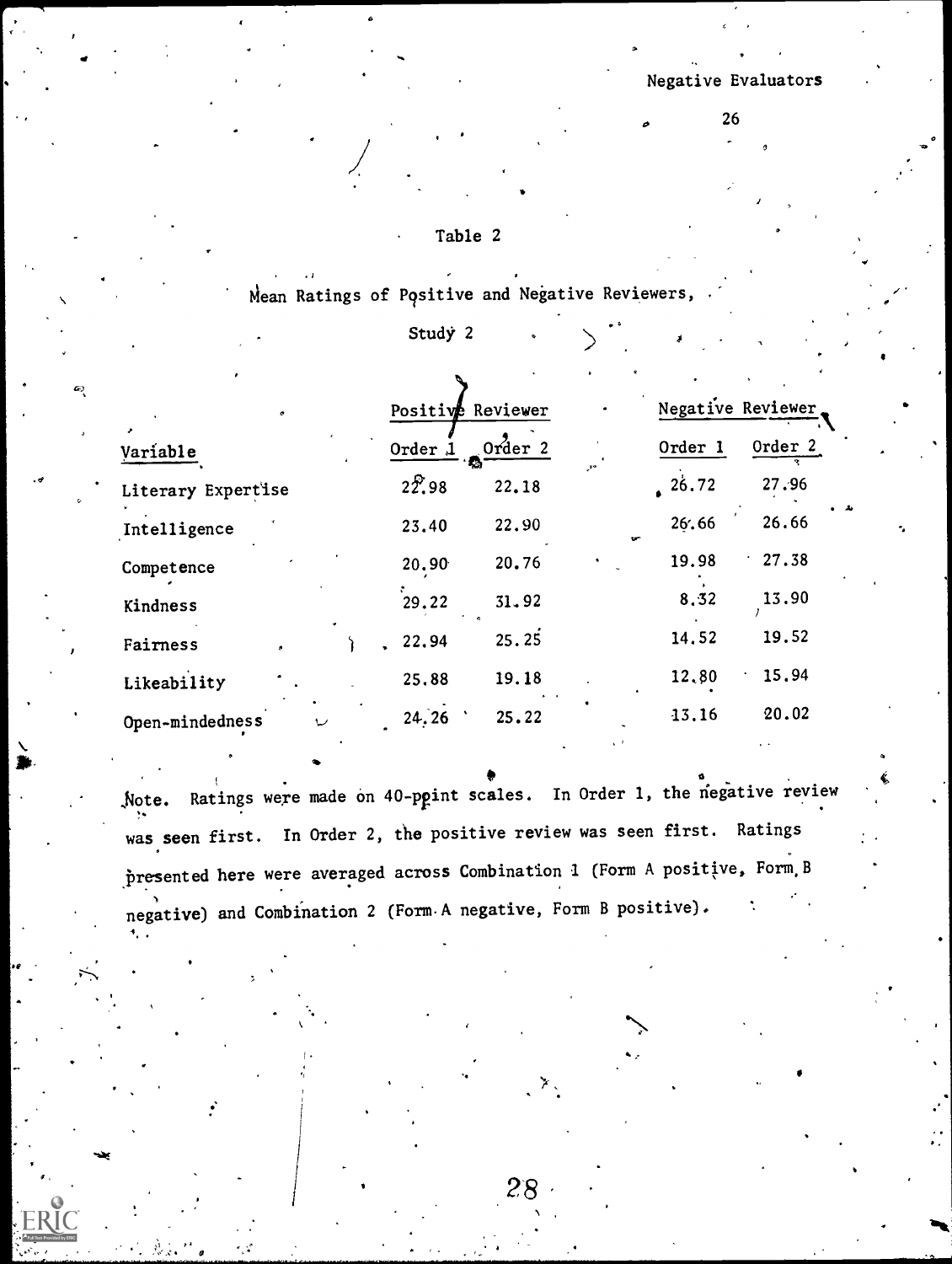Table 2

Mean Ratings of Positive and Negative Reviewers,

Study 2

| | Positive Reviewer | | Negative Reviewer | |
|---|---|---|---|---|
| Variable | Order 1 | Order 2 | Order 1 | Order 2 |
| Literary Expertise | 22.98 | 22.18 | 26.72 | 27.96 |
| Intelligence | 23.40 | 22.90 | 26.66 | 26.66 |
| Competence | 20.90 | 20.76 | 19.98 | 27.38 |
| Kindness | 29.22 | 31.92 | 8.32 | 13.90 |
| Fairness | 22.94 | 25.25 | 14.52 | 19.52 |
| Likeability | 25.88 | 19.18 | 12.80 | 15.94 |
| Open-mindedness | 24.26 | 25.22 | 13.16 | 20.02 |

*Note.* Ratings were made on 40-point scales. In Order 1, the negative review was seen first. In Order 2, the positive review was seen first. Ratings presented here were averaged across Combination 1 (Form A positive, Form B negative) and Combination 2 (Form A negative, Form B positive).